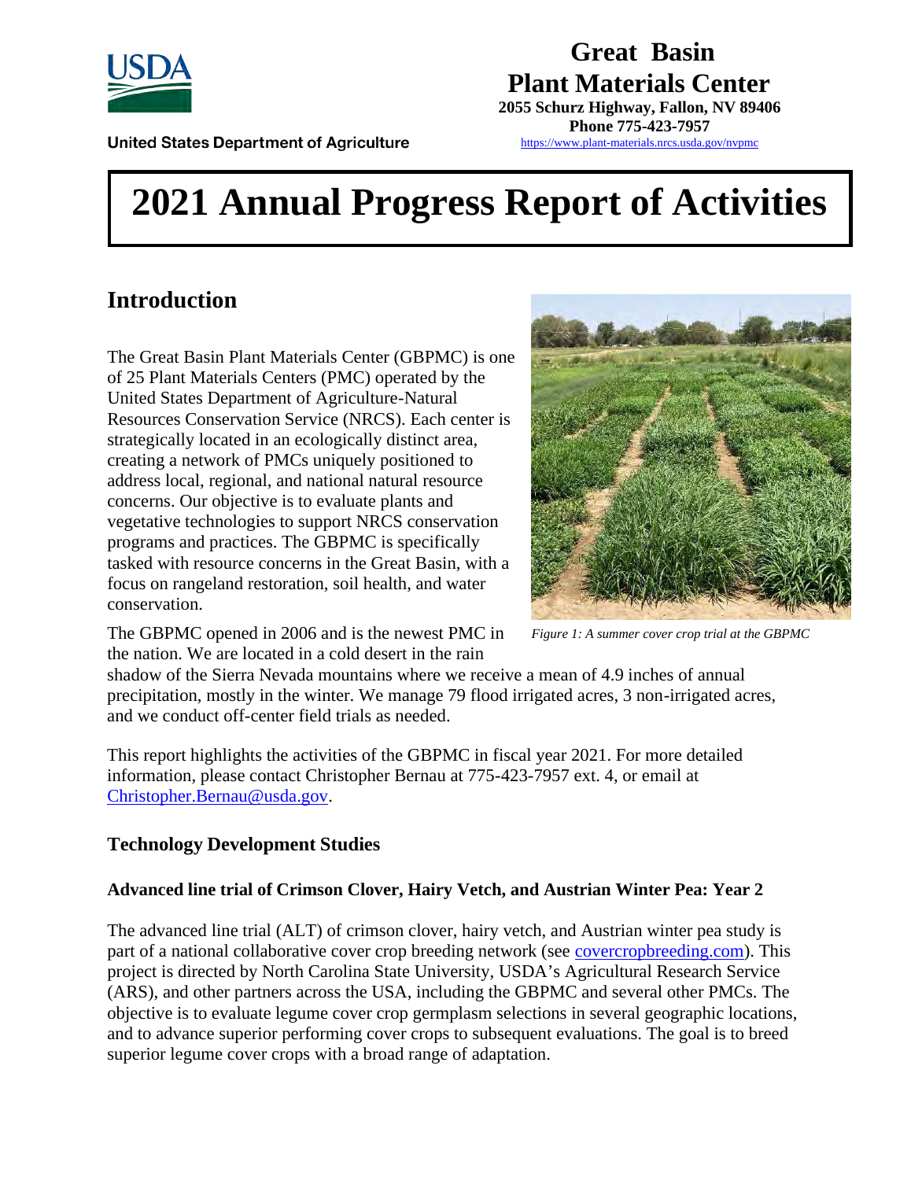United States Department of Agriculture

# Great Basin Plant Materials Center

**2055 Schurz Highway, Fallon, NV 89406**
**Phone 775-423-7957**
https://www.plant-materials.nrcs.usda.gov/nvpmc

# 2021 Annual Progress Report of Activities

## Introduction

The Great Basin Plant Materials Center (GBPMC) is one of 25 Plant Materials Centers (PMC) operated by the United States Department of Agriculture-Natural Resources Conservation Service (NRCS). Each center is strategically located in an ecologically distinct area, creating a network of PMCs uniquely positioned to address local, regional, and national natural resource concerns. Our objective is to evaluate plants and vegetative technologies to support NRCS conservation programs and practices. The GBPMC is specifically tasked with resource concerns in the Great Basin, with a focus on rangeland restoration, soil health, and water conservation.

*Figure 1: A summer cover crop trial at the GBPMC*

The GBPMC opened in 2006 and is the newest PMC in the nation. We are located in a cold desert in the rain shadow of the Sierra Nevada mountains where we receive a mean of 4.9 inches of annual precipitation, mostly in the winter. We manage 79 flood irrigated acres, 3 non-irrigated acres, and we conduct off-center field trials as needed.

This report highlights the activities of the GBPMC in fiscal year 2021. For more detailed information, please contact Christopher Bernau at 775-423-7957 ext. 4, or email at Christopher.Bernau@usda.gov.

### Technology Development Studies

#### Advanced line trial of Crimson Clover, Hairy Vetch, and Austrian Winter Pea: Year 2

The advanced line trial (ALT) of crimson clover, hairy vetch, and Austrian winter pea study is part of a national collaborative cover crop breeding network (see covercropbreeding.com). This project is directed by North Carolina State University, USDA's Agricultural Research Service (ARS), and other partners across the USA, including the GBPMC and several other PMCs. The objective is to evaluate legume cover crop germplasm selections in several geographic locations, and to advance superior performing cover crops to subsequent evaluations. The goal is to breed superior legume cover crops with a broad range of adaptation.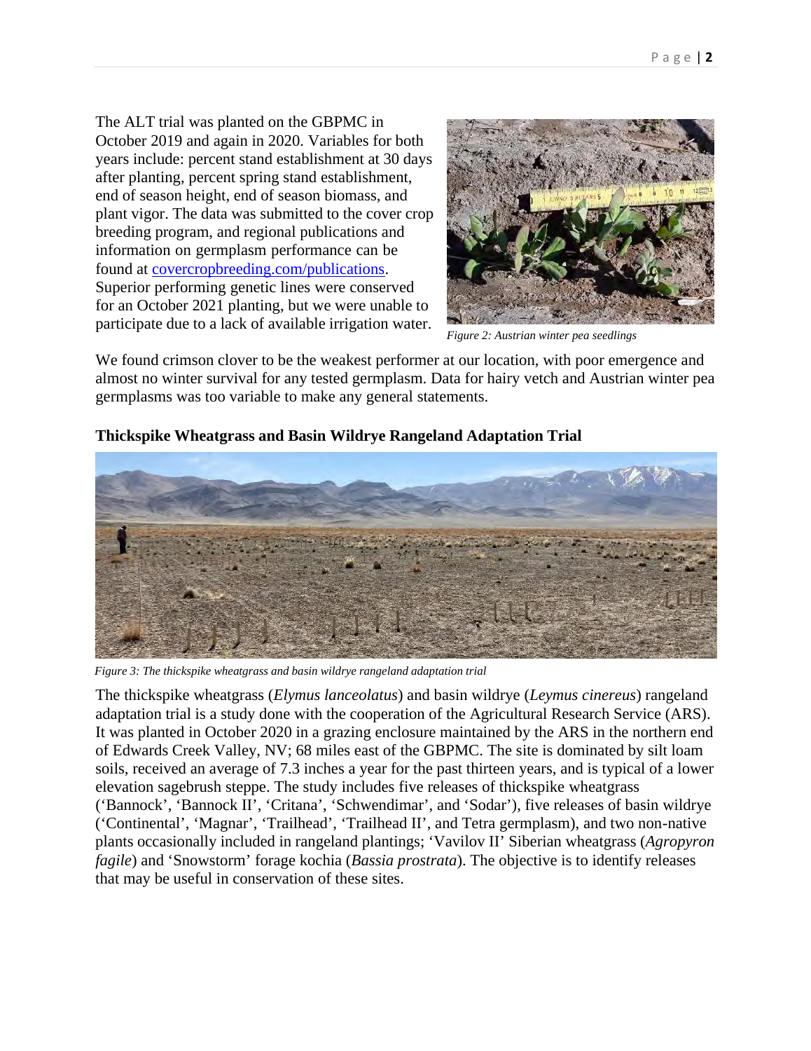The ALT trial was planted on the GBPMC in October 2019 and again in 2020. Variables for both years include: percent stand establishment at 30 days after planting, percent spring stand establishment, end of season height, end of season biomass, and plant vigor. The data was submitted to the cover crop breeding program, and regional publications and information on germplasm performance can be found at [covercropbreeding.com/publications](covercropbreeding.com/publications). Superior performing genetic lines were conserved for an October 2021 planting, but we were unable to participate due to a lack of available irrigation water.

*Figure 2: Austrian winter pea seedlings*

We found crimson clover to be the weakest performer at our location, with poor emergence and almost no winter survival for any tested germplasm. Data for hairy vetch and Austrian winter pea germplasms was too variable to make any general statements.

**Thickspike Wheatgrass and Basin Wildrye Rangeland Adaptation Trial**

*Figure 3: The thickspike wheatgrass and basin wildrye rangeland adaptation trial*

The thickspike wheatgrass (*Elymus lanceolatus*) and basin wildrye (*Leymus cinereus*) rangeland adaptation trial is a study done with the cooperation of the Agricultural Research Service (ARS). It was planted in October 2020 in a grazing enclosure maintained by the ARS in the northern end of Edwards Creek Valley, NV; 68 miles east of the GBPMC. The site is dominated by silt loam soils, received an average of 7.3 inches a year for the past thirteen years, and is typical of a lower elevation sagebrush steppe. The study includes five releases of thickspike wheatgrass ('Bannock', 'Bannock II', 'Critana', 'Schwendimar', and 'Sodar'), five releases of basin wildrye ('Continental', 'Magnar', 'Trailhead', 'Trailhead II', and Tetra germplasm), and two non-native plants occasionally included in rangeland plantings; 'Vavilov II' Siberian wheatgrass (*Agropyron fagile*) and 'Snowstorm' forage kochia (*Bassia prostrata*). The objective is to identify releases that may be useful in conservation of these sites.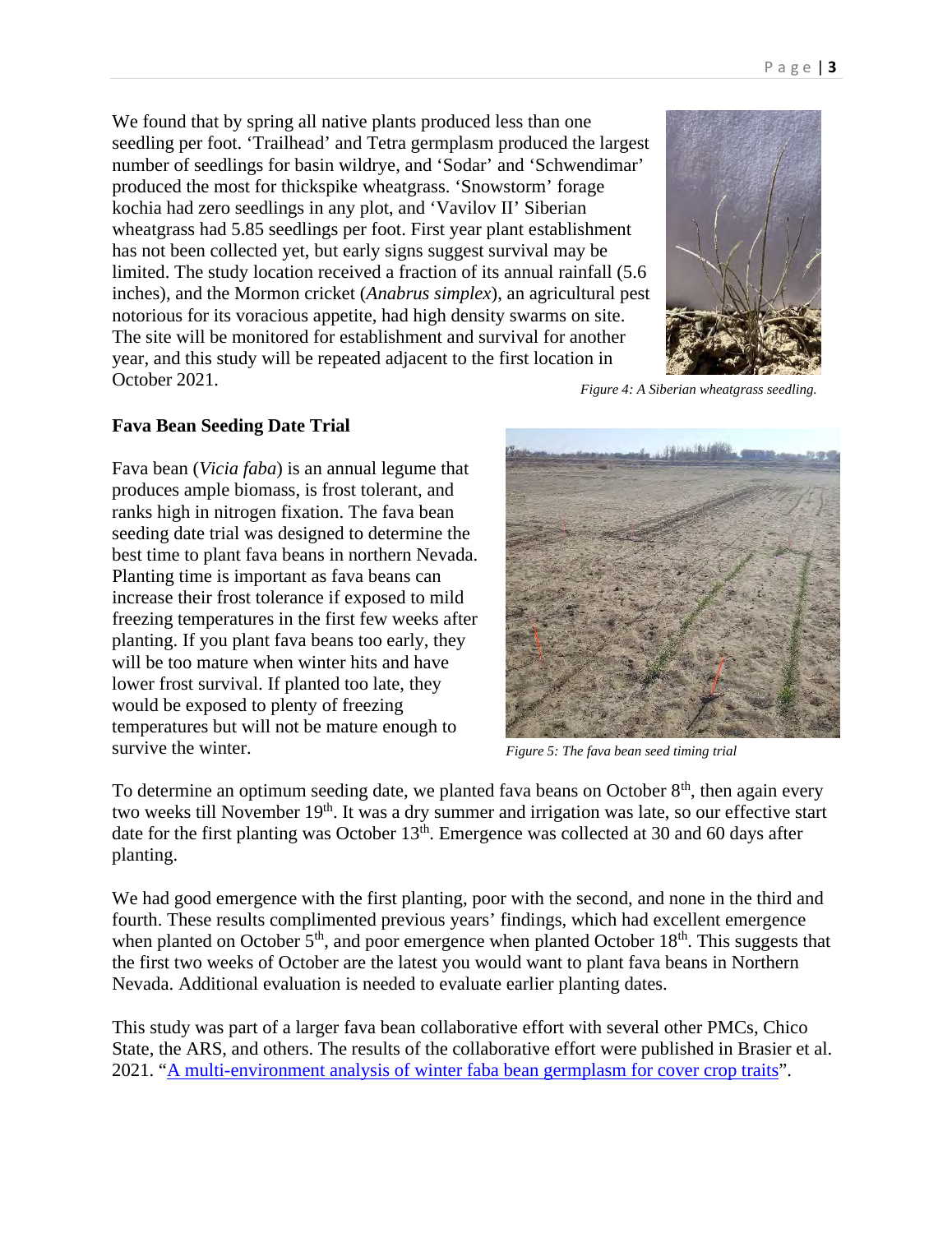We found that by spring all native plants produced less than one seedling per foot. 'Trailhead' and Tetra germplasm produced the largest number of seedlings for basin wildrye, and 'Sodar' and 'Schwendimar' produced the most for thickspike wheatgrass. 'Snowstorm' forage kochia had zero seedlings in any plot, and 'Vavilov II' Siberian wheatgrass had 5.85 seedlings per foot. First year plant establishment has not been collected yet, but early signs suggest survival may be limited. The study location received a fraction of its annual rainfall (5.6 inches), and the Mormon cricket (*Anabrus simplex*), an agricultural pest notorious for its voracious appetite, had high density swarms on site. The site will be monitored for establishment and survival for another year, and this study will be repeated adjacent to the first location in October 2021.

*Figure 4: A Siberian wheatgrass seedling.*

**Fava Bean Seeding Date Trial**

Fava bean (*Vicia faba*) is an annual legume that produces ample biomass, is frost tolerant, and ranks high in nitrogen fixation. The fava bean seeding date trial was designed to determine the best time to plant fava beans in northern Nevada. Planting time is important as fava beans can increase their frost tolerance if exposed to mild freezing temperatures in the first few weeks after planting. If you plant fava beans too early, they will be too mature when winter hits and have lower frost survival. If planted too late, they would be exposed to plenty of freezing temperatures but will not be mature enough to survive the winter.

*Figure 5: The fava bean seed timing trial*

To determine an optimum seeding date, we planted fava beans on October 8th, then again every two weeks till November 19th. It was a dry summer and irrigation was late, so our effective start date for the first planting was October 13th. Emergence was collected at 30 and 60 days after planting.

We had good emergence with the first planting, poor with the second, and none in the third and fourth. These results complimented previous years' findings, which had excellent emergence when planted on October 5th, and poor emergence when planted October 18th. This suggests that the first two weeks of October are the latest you would want to plant fava beans in Northern Nevada. Additional evaluation is needed to evaluate earlier planting dates.

This study was part of a larger fava bean collaborative effort with several other PMCs, Chico State, the ARS, and others. The results of the collaborative effort were published in Brasier et al. 2021. "A multi-environment analysis of winter faba bean germplasm for cover crop traits".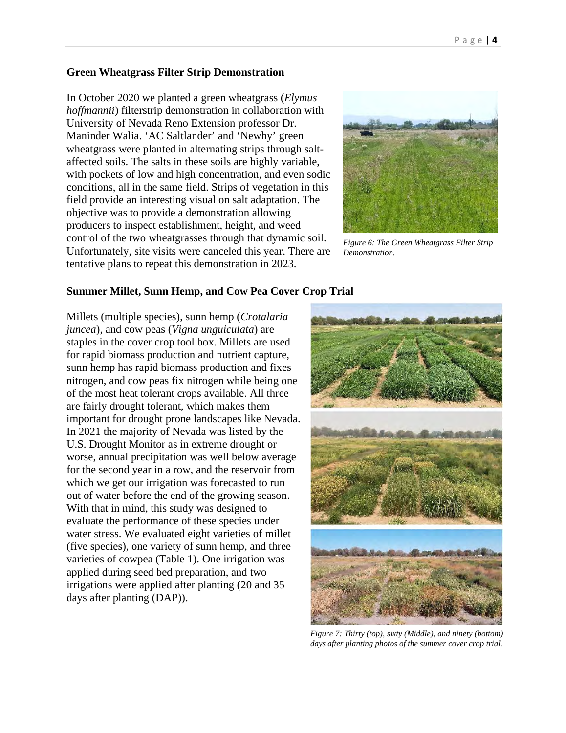### Green Wheatgrass Filter Strip Demonstration

In October 2020 we planted a green wheatgrass (*Elymus hoffmannii*) filterstrip demonstration in collaboration with University of Nevada Reno Extension professor Dr. Maninder Walia. 'AC Saltlander' and 'Newhy' green wheatgrass were planted in alternating strips through salt-affected soils. The salts in these soils are highly variable, with pockets of low and high concentration, and even sodic conditions, all in the same field. Strips of vegetation in this field provide an interesting visual on salt adaptation. The objective was to provide a demonstration allowing producers to inspect establishment, height, and weed control of the two wheatgrasses through that dynamic soil. Unfortunately, site visits were canceled this year. There are tentative plans to repeat this demonstration in 2023.

*Figure 6: The Green Wheatgrass Filter Strip Demonstration.*

### Summer Millet, Sunn Hemp, and Cow Pea Cover Crop Trial

Millets (multiple species), sunn hemp (*Crotalaria juncea*), and cow peas (*Vigna unguiculata*) are staples in the cover crop tool box. Millets are used for rapid biomass production and nutrient capture, sunn hemp has rapid biomass production and fixes nitrogen, and cow peas fix nitrogen while being one of the most heat tolerant crops available. All three are fairly drought tolerant, which makes them important for drought prone landscapes like Nevada. In 2021 the majority of Nevada was listed by the U.S. Drought Monitor as in extreme drought or worse, annual precipitation was well below average for the second year in a row, and the reservoir from which we get our irrigation was forecasted to run out of water before the end of the growing season. With that in mind, this study was designed to evaluate the performance of these species under water stress. We evaluated eight varieties of millet (five species), one variety of sunn hemp, and three varieties of cowpea (Table 1). One irrigation was applied during seed bed preparation, and two irrigations were applied after planting (20 and 35 days after planting (DAP)).

*Figure 7: Thirty (top), sixty (Middle), and ninety (bottom) days after planting photos of the summer cover crop trial.*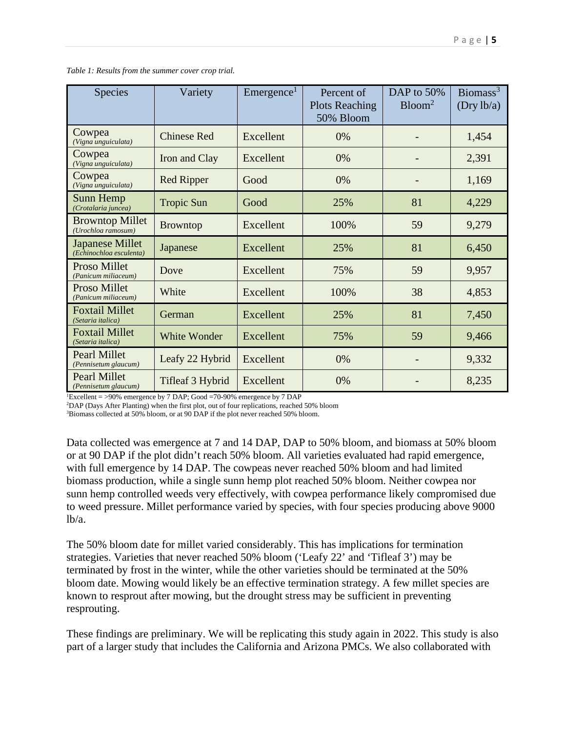*Table 1: Results from the summer cover crop trial.*

| Species | Variety | Emergence[1] | Percent of Plots Reaching 50% Bloom | DAP to 50% Bloom[2] | Biomass[3] (Dry lb/a) |
|---|---|---|---|---|---|
| Cowpea *(Vigna unguiculata)* | Chinese Red | Excellent | 0% | - | 1,454 |
| Cowpea *(Vigna unguiculata)* | Iron and Clay | Excellent | 0% | - | 2,391 |
| Cowpea *(Vigna unguiculata)* | Red Ripper | Good | 0% | - | 1,169 |
| Sunn Hemp *(Crotalaria juncea)* | Tropic Sun | Good | 25% | 81 | 4,229 |
| Browntop Millet *(Urochloa ramosum)* | Browntop | Excellent | 100% | 59 | 9,279 |
| Japanese Millet *(Echinochloa esculenta)* | Japanese | Excellent | 25% | 81 | 6,450 |
| Proso Millet *(Panicum miliaceum)* | Dove | Excellent | 75% | 59 | 9,957 |
| Proso Millet *(Panicum miliaceum)* | White | Excellent | 100% | 38 | 4,853 |
| Foxtail Millet *(Setaria italica)* | German | Excellent | 25% | 81 | 7,450 |
| Foxtail Millet *(Setaria italica)* | White Wonder | Excellent | 75% | 59 | 9,466 |
| Pearl Millet *(Pennisetum glaucum)* | Leafy 22 Hybrid | Excellent | 0% | - | 9,332 |
| Pearl Millet *(Pennisetum glaucum)* | Tifleaf 3 Hybrid | Excellent | 0% | - | 8,235 |

[1]Excellent = >90% emergence by 7 DAP; Good =70-90% emergence by 7 DAP
[2]DAP (Days After Planting) when the first plot, out of four replications, reached 50% bloom
[3]Biomass collected at 50% bloom, or at 90 DAP if the plot never reached 50% bloom.

Data collected was emergence at 7 and 14 DAP, DAP to 50% bloom, and biomass at 50% bloom or at 90 DAP if the plot didn't reach 50% bloom. All varieties evaluated had rapid emergence, with full emergence by 14 DAP. The cowpeas never reached 50% bloom and had limited biomass production, while a single sunn hemp plot reached 50% bloom. Neither cowpea nor sunn hemp controlled weeds very effectively, with cowpea performance likely compromised due to weed pressure. Millet performance varied by species, with four species producing above 9000 lb/a.

The 50% bloom date for millet varied considerably. This has implications for termination strategies. Varieties that never reached 50% bloom ('Leafy 22' and 'Tifleaf 3') may be terminated by frost in the winter, while the other varieties should be terminated at the 50% bloom date. Mowing would likely be an effective termination strategy. A few millet species are known to resprout after mowing, but the drought stress may be sufficient in preventing resprouting.

These findings are preliminary. We will be replicating this study again in 2022. This study is also part of a larger study that includes the California and Arizona PMCs. We also collaborated with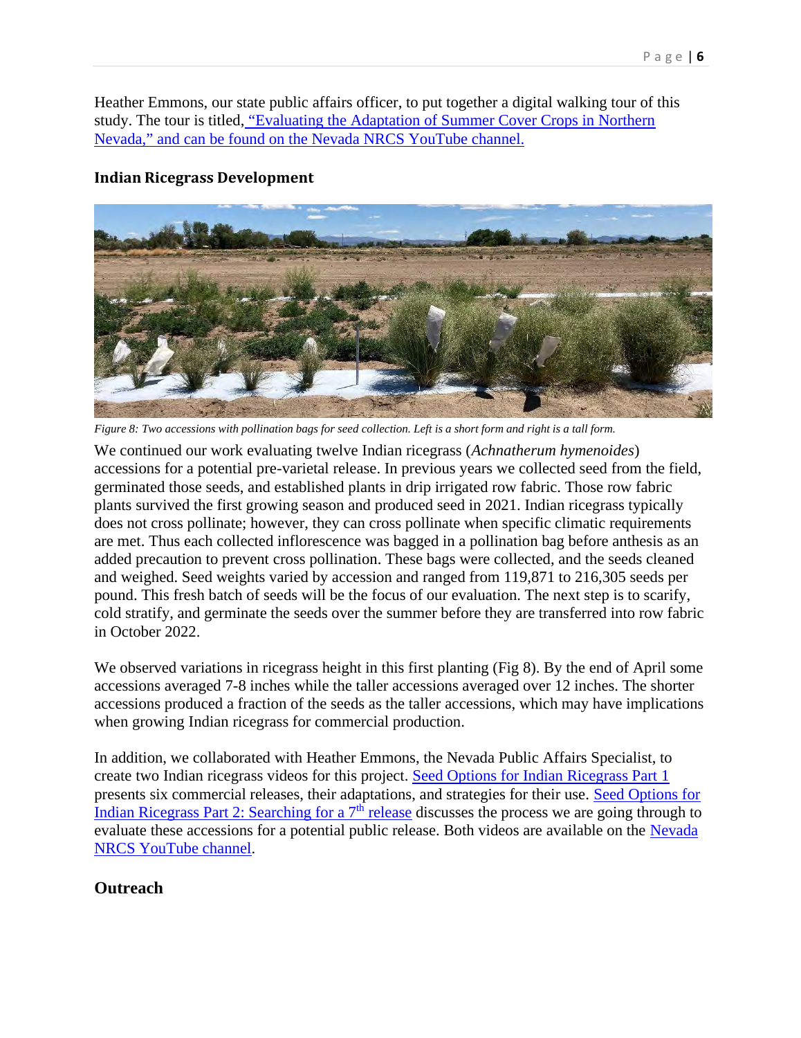Heather Emmons, our state public affairs officer, to put together a digital walking tour of this study. The tour is titled, "Evaluating the Adaptation of Summer Cover Crops in Northern Nevada," and can be found on the Nevada NRCS YouTube channel.

### Indian Ricegrass Development

*Figure 8: Two accessions with pollination bags for seed collection. Left is a short form and right is a tall form.*

We continued our work evaluating twelve Indian ricegrass (*Achnatherum hymenoides*) accessions for a potential pre-varietal release. In previous years we collected seed from the field, germinated those seeds, and established plants in drip irrigated row fabric. Those row fabric plants survived the first growing season and produced seed in 2021. Indian ricegrass typically does not cross pollinate; however, they can cross pollinate when specific climatic requirements are met. Thus each collected inflorescence was bagged in a pollination bag before anthesis as an added precaution to prevent cross pollination. These bags were collected, and the seeds cleaned and weighed. Seed weights varied by accession and ranged from 119,871 to 216,305 seeds per pound. This fresh batch of seeds will be the focus of our evaluation. The next step is to scarify, cold stratify, and germinate the seeds over the summer before they are transferred into row fabric in October 2022.

We observed variations in ricegrass height in this first planting (Fig 8). By the end of April some accessions averaged 7-8 inches while the taller accessions averaged over 12 inches. The shorter accessions produced a fraction of the seeds as the taller accessions, which may have implications when growing Indian ricegrass for commercial production.

In addition, we collaborated with Heather Emmons, the Nevada Public Affairs Specialist, to create two Indian ricegrass videos for this project. Seed Options for Indian Ricegrass Part 1 presents six commercial releases, their adaptations, and strategies for their use. Seed Options for Indian Ricegrass Part 2: Searching for a 7th release discusses the process we are going through to evaluate these accessions for a potential public release. Both videos are available on the Nevada NRCS YouTube channel.

## Outreach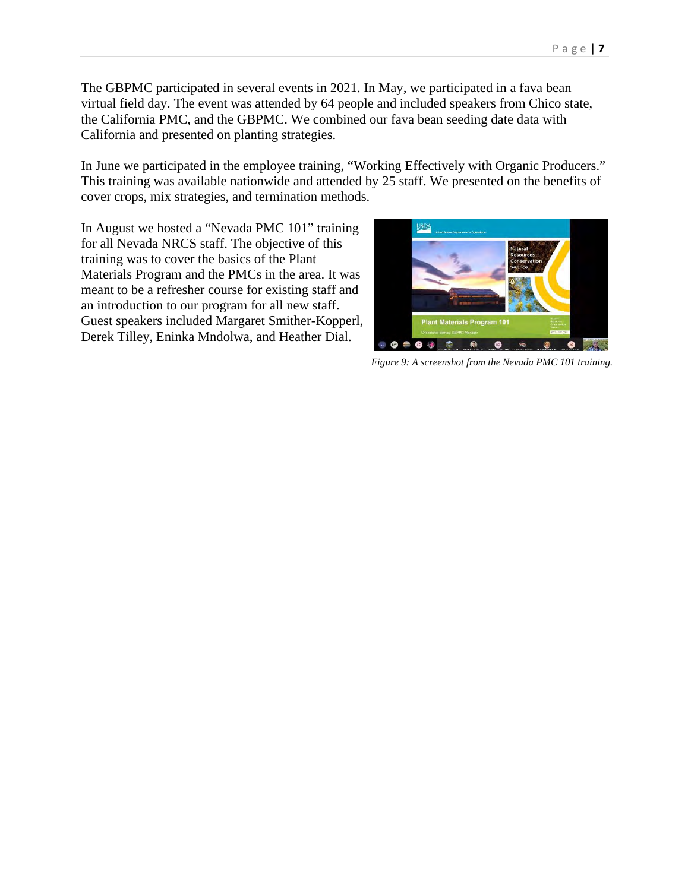The GBPMC participated in several events in 2021. In May, we participated in a fava bean virtual field day. The event was attended by 64 people and included speakers from Chico state, the California PMC, and the GBPMC. We combined our fava bean seeding date data with California and presented on planting strategies.

In June we participated in the employee training, “Working Effectively with Organic Producers.” This training was available nationwide and attended by 25 staff. We presented on the benefits of cover crops, mix strategies, and termination methods.

In August we hosted a “Nevada PMC 101” training for all Nevada NRCS staff. The objective of this training was to cover the basics of the Plant Materials Program and the PMCs in the area. It was meant to be a refresher course for existing staff and an introduction to our program for all new staff. Guest speakers included Margaret Smither-Kopperl, Derek Tilley, Eninka Mndolwa, and Heather Dial.

*Figure 9: A screenshot from the Nevada PMC 101 training.*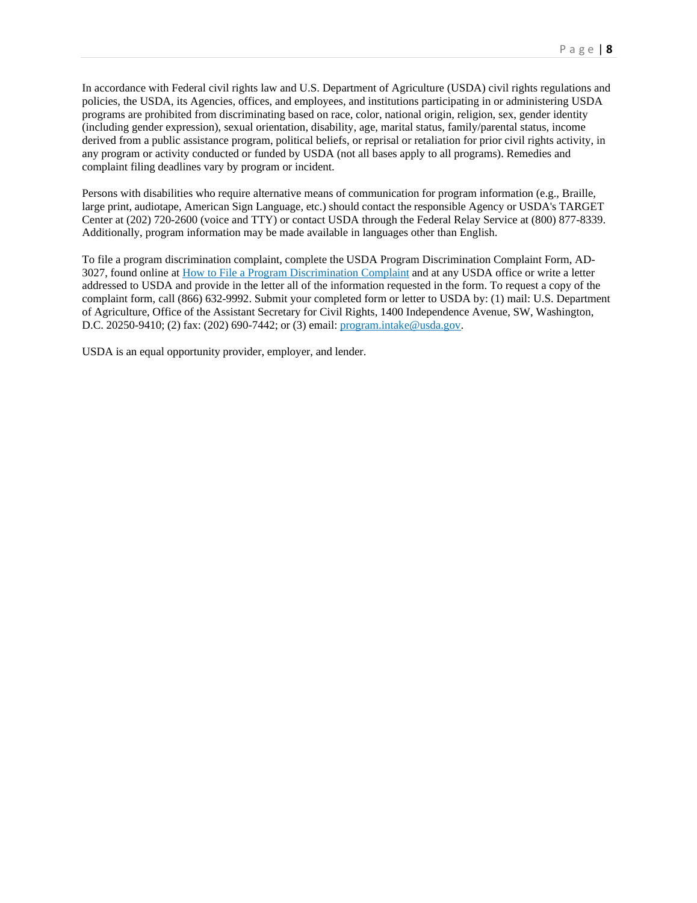In accordance with Federal civil rights law and U.S. Department of Agriculture (USDA) civil rights regulations and policies, the USDA, its Agencies, offices, and employees, and institutions participating in or administering USDA programs are prohibited from discriminating based on race, color, national origin, religion, sex, gender identity (including gender expression), sexual orientation, disability, age, marital status, family/parental status, income derived from a public assistance program, political beliefs, or reprisal or retaliation for prior civil rights activity, in any program or activity conducted or funded by USDA (not all bases apply to all programs). Remedies and complaint filing deadlines vary by program or incident.

Persons with disabilities who require alternative means of communication for program information (e.g., Braille, large print, audiotape, American Sign Language, etc.) should contact the responsible Agency or USDA's TARGET Center at (202) 720-2600 (voice and TTY) or contact USDA through the Federal Relay Service at (800) 877-8339. Additionally, program information may be made available in languages other than English.

To file a program discrimination complaint, complete the USDA Program Discrimination Complaint Form, AD-3027, found online at How to File a Program Discrimination Complaint and at any USDA office or write a letter addressed to USDA and provide in the letter all of the information requested in the form. To request a copy of the complaint form, call (866) 632-9992. Submit your completed form or letter to USDA by: (1) mail: U.S. Department of Agriculture, Office of the Assistant Secretary for Civil Rights, 1400 Independence Avenue, SW, Washington, D.C. 20250-9410; (2) fax: (202) 690-7442; or (3) email: program.intake@usda.gov.

USDA is an equal opportunity provider, employer, and lender.